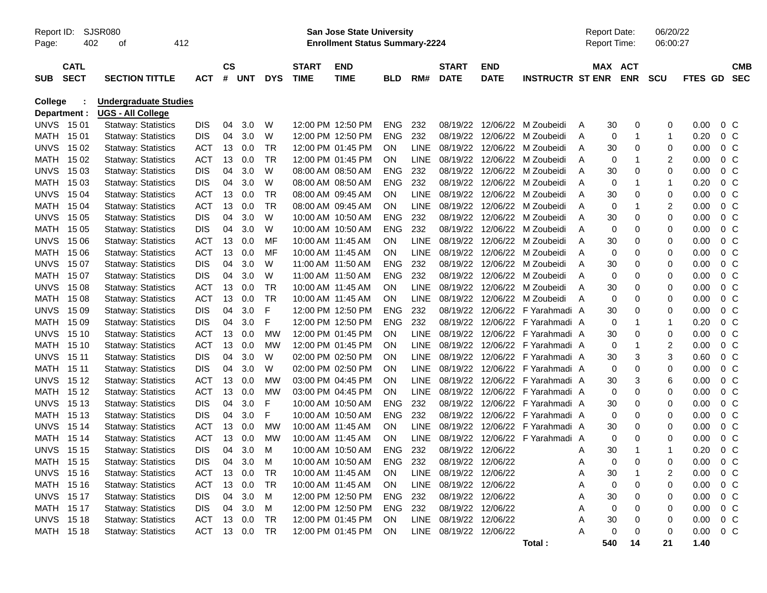Report ID: SJSR080

**San Jose State University**
**Enrollment Status Summary-2224**

Report Date: 06/20/22
Report Time: 06:00:27

**College : Undergraduate Studies**
**Department : UGS - All College**

| SUB | CATL SECT | SECTION TITTLE | ACT | CS # | UNT | DYS | START TIME | END TIME | BLD | RM# | START DATE | END DATE | INSTRUCTR | ST | MAX ENR | ACT ENR | SCU | FTES | GD | CMB SEC |
|---|---|---|---|---|---|---|---|---|---|---|---|---|---|---|---|---|---|---|---|---|
| UNVS | 15 01 | Statway: Statistics | DIS | 04 | 3.0 | W | 12:00 PM | 12:50 PM | ENG | 232 | 08/19/22 | 12/06/22 | M Zoubeidi | A | 30 | 0 | 0 | 0.00 | 0 | C |
| MATH | 15 01 | Statway: Statistics | DIS | 04 | 3.0 | W | 12:00 PM | 12:50 PM | ENG | 232 | 08/19/22 | 12/06/22 | M Zoubeidi | A | 0 | 1 | 1 | 0.20 | 0 | C |
| UNVS | 15 02 | Statway: Statistics | ACT | 13 | 0.0 | TR | 12:00 PM | 01:45 PM | ON | LINE | 08/19/22 | 12/06/22 | M Zoubeidi | A | 30 | 0 | 0 | 0.00 | 0 | C |
| MATH | 15 02 | Statway: Statistics | ACT | 13 | 0.0 | TR | 12:00 PM | 01:45 PM | ON | LINE | 08/19/22 | 12/06/22 | M Zoubeidi | A | 0 | 1 | 2 | 0.00 | 0 | C |
| UNVS | 15 03 | Statway: Statistics | DIS | 04 | 3.0 | W | 08:00 AM | 08:50 AM | ENG | 232 | 08/19/22 | 12/06/22 | M Zoubeidi | A | 30 | 0 | 0 | 0.00 | 0 | C |
| MATH | 15 03 | Statway: Statistics | DIS | 04 | 3.0 | W | 08:00 AM | 08:50 AM | ENG | 232 | 08/19/22 | 12/06/22 | M Zoubeidi | A | 0 | 1 | 1 | 0.20 | 0 | C |
| UNVS | 15 04 | Statway: Statistics | ACT | 13 | 0.0 | TR | 08:00 AM | 09:45 AM | ON | LINE | 08/19/22 | 12/06/22 | M Zoubeidi | A | 30 | 0 | 0 | 0.00 | 0 | C |
| MATH | 15 04 | Statway: Statistics | ACT | 13 | 0.0 | TR | 08:00 AM | 09:45 AM | ON | LINE | 08/19/22 | 12/06/22 | M Zoubeidi | A | 0 | 1 | 2 | 0.00 | 0 | C |
| UNVS | 15 05 | Statway: Statistics | DIS | 04 | 3.0 | W | 10:00 AM | 10:50 AM | ENG | 232 | 08/19/22 | 12/06/22 | M Zoubeidi | A | 30 | 0 | 0 | 0.00 | 0 | C |
| MATH | 15 05 | Statway: Statistics | DIS | 04 | 3.0 | W | 10:00 AM | 10:50 AM | ENG | 232 | 08/19/22 | 12/06/22 | M Zoubeidi | A | 0 | 0 | 0 | 0.00 | 0 | C |
| UNVS | 15 06 | Statway: Statistics | ACT | 13 | 0.0 | MF | 10:00 AM | 11:45 AM | ON | LINE | 08/19/22 | 12/06/22 | M Zoubeidi | A | 30 | 0 | 0 | 0.00 | 0 | C |
| MATH | 15 06 | Statway: Statistics | ACT | 13 | 0.0 | MF | 10:00 AM | 11:45 AM | ON | LINE | 08/19/22 | 12/06/22 | M Zoubeidi | A | 0 | 0 | 0 | 0.00 | 0 | C |
| UNVS | 15 07 | Statway: Statistics | DIS | 04 | 3.0 | W | 11:00 AM | 11:50 AM | ENG | 232 | 08/19/22 | 12/06/22 | M Zoubeidi | A | 30 | 0 | 0 | 0.00 | 0 | C |
| MATH | 15 07 | Statway: Statistics | DIS | 04 | 3.0 | W | 11:00 AM | 11:50 AM | ENG | 232 | 08/19/22 | 12/06/22 | M Zoubeidi | A | 0 | 0 | 0 | 0.00 | 0 | C |
| UNVS | 15 08 | Statway: Statistics | ACT | 13 | 0.0 | TR | 10:00 AM | 11:45 AM | ON | LINE | 08/19/22 | 12/06/22 | M Zoubeidi | A | 30 | 0 | 0 | 0.00 | 0 | C |
| MATH | 15 08 | Statway: Statistics | ACT | 13 | 0.0 | TR | 10:00 AM | 11:45 AM | ON | LINE | 08/19/22 | 12/06/22 | M Zoubeidi | A | 0 | 0 | 0 | 0.00 | 0 | C |
| UNVS | 15 09 | Statway: Statistics | DIS | 04 | 3.0 | F | 12:00 PM | 12:50 PM | ENG | 232 | 08/19/22 | 12/06/22 | F Yarahmadi | A | 30 | 0 | 0 | 0.00 | 0 | C |
| MATH | 15 09 | Statway: Statistics | DIS | 04 | 3.0 | F | 12:00 PM | 12:50 PM | ENG | 232 | 08/19/22 | 12/06/22 | F Yarahmadi | A | 0 | 1 | 1 | 0.20 | 0 | C |
| UNVS | 15 10 | Statway: Statistics | ACT | 13 | 0.0 | MW | 12:00 PM | 01:45 PM | ON | LINE | 08/19/22 | 12/06/22 | F Yarahmadi | A | 30 | 0 | 0 | 0.00 | 0 | C |
| MATH | 15 10 | Statway: Statistics | ACT | 13 | 0.0 | MW | 12:00 PM | 01:45 PM | ON | LINE | 08/19/22 | 12/06/22 | F Yarahmadi | A | 0 | 1 | 2 | 0.00 | 0 | C |
| UNVS | 15 11 | Statway: Statistics | DIS | 04 | 3.0 | W | 02:00 PM | 02:50 PM | ON | LINE | 08/19/22 | 12/06/22 | F Yarahmadi | A | 30 | 3 | 3 | 0.60 | 0 | C |
| MATH | 15 11 | Statway: Statistics | DIS | 04 | 3.0 | W | 02:00 PM | 02:50 PM | ON | LINE | 08/19/22 | 12/06/22 | F Yarahmadi | A | 0 | 0 | 0 | 0.00 | 0 | C |
| UNVS | 15 12 | Statway: Statistics | ACT | 13 | 0.0 | MW | 03:00 PM | 04:45 PM | ON | LINE | 08/19/22 | 12/06/22 | F Yarahmadi | A | 30 | 3 | 6 | 0.00 | 0 | C |
| MATH | 15 12 | Statway: Statistics | ACT | 13 | 0.0 | MW | 03:00 PM | 04:45 PM | ON | LINE | 08/19/22 | 12/06/22 | F Yarahmadi | A | 0 | 0 | 0 | 0.00 | 0 | C |
| UNVS | 15 13 | Statway: Statistics | DIS | 04 | 3.0 | F | 10:00 AM | 10:50 AM | ENG | 232 | 08/19/22 | 12/06/22 | F Yarahmadi | A | 30 | 0 | 0 | 0.00 | 0 | C |
| MATH | 15 13 | Statway: Statistics | DIS | 04 | 3.0 | F | 10:00 AM | 10:50 AM | ENG | 232 | 08/19/22 | 12/06/22 | F Yarahmadi | A | 0 | 0 | 0 | 0.00 | 0 | C |
| UNVS | 15 14 | Statway: Statistics | ACT | 13 | 0.0 | MW | 10:00 AM | 11:45 AM | ON | LINE | 08/19/22 | 12/06/22 | F Yarahmadi | A | 30 | 0 | 0 | 0.00 | 0 | C |
| MATH | 15 14 | Statway: Statistics | ACT | 13 | 0.0 | MW | 10:00 AM | 11:45 AM | ON | LINE | 08/19/22 | 12/06/22 | F Yarahmadi | A | 0 | 0 | 0 | 0.00 | 0 | C |
| UNVS | 15 15 | Statway: Statistics | DIS | 04 | 3.0 | M | 10:00 AM | 10:50 AM | ENG | 232 | 08/19/22 | 12/06/22 | | A | 30 | 1 | 1 | 0.20 | 0 | C |
| MATH | 15 15 | Statway: Statistics | DIS | 04 | 3.0 | M | 10:00 AM | 10:50 AM | ENG | 232 | 08/19/22 | 12/06/22 | | A | 0 | 0 | 0 | 0.00 | 0 | C |
| UNVS | 15 16 | Statway: Statistics | ACT | 13 | 0.0 | TR | 10:00 AM | 11:45 AM | ON | LINE | 08/19/22 | 12/06/22 | | A | 30 | 1 | 2 | 0.00 | 0 | C |
| MATH | 15 16 | Statway: Statistics | ACT | 13 | 0.0 | TR | 10:00 AM | 11:45 AM | ON | LINE | 08/19/22 | 12/06/22 | | A | 0 | 0 | 0 | 0.00 | 0 | C |
| UNVS | 15 17 | Statway: Statistics | DIS | 04 | 3.0 | M | 12:00 PM | 12:50 PM | ENG | 232 | 08/19/22 | 12/06/22 | | A | 30 | 0 | 0 | 0.00 | 0 | C |
| MATH | 15 17 | Statway: Statistics | DIS | 04 | 3.0 | M | 12:00 PM | 12:50 PM | ENG | 232 | 08/19/22 | 12/06/22 | | A | 0 | 0 | 0 | 0.00 | 0 | C |
| UNVS | 15 18 | Statway: Statistics | ACT | 13 | 0.0 | TR | 12:00 PM | 01:45 PM | ON | LINE | 08/19/22 | 12/06/22 | | A | 30 | 0 | 0 | 0.00 | 0 | C |
| MATH | 15 18 | Statway: Statistics | ACT | 13 | 0.0 | TR | 12:00 PM | 01:45 PM | ON | LINE | 08/19/22 | 12/06/22 | | A | 0 | 0 | 0 | 0.00 | 0 | C |
| | | | | | | | | | | | | | **Total :** | | **540** | **14** | **21** | **1.40** | | |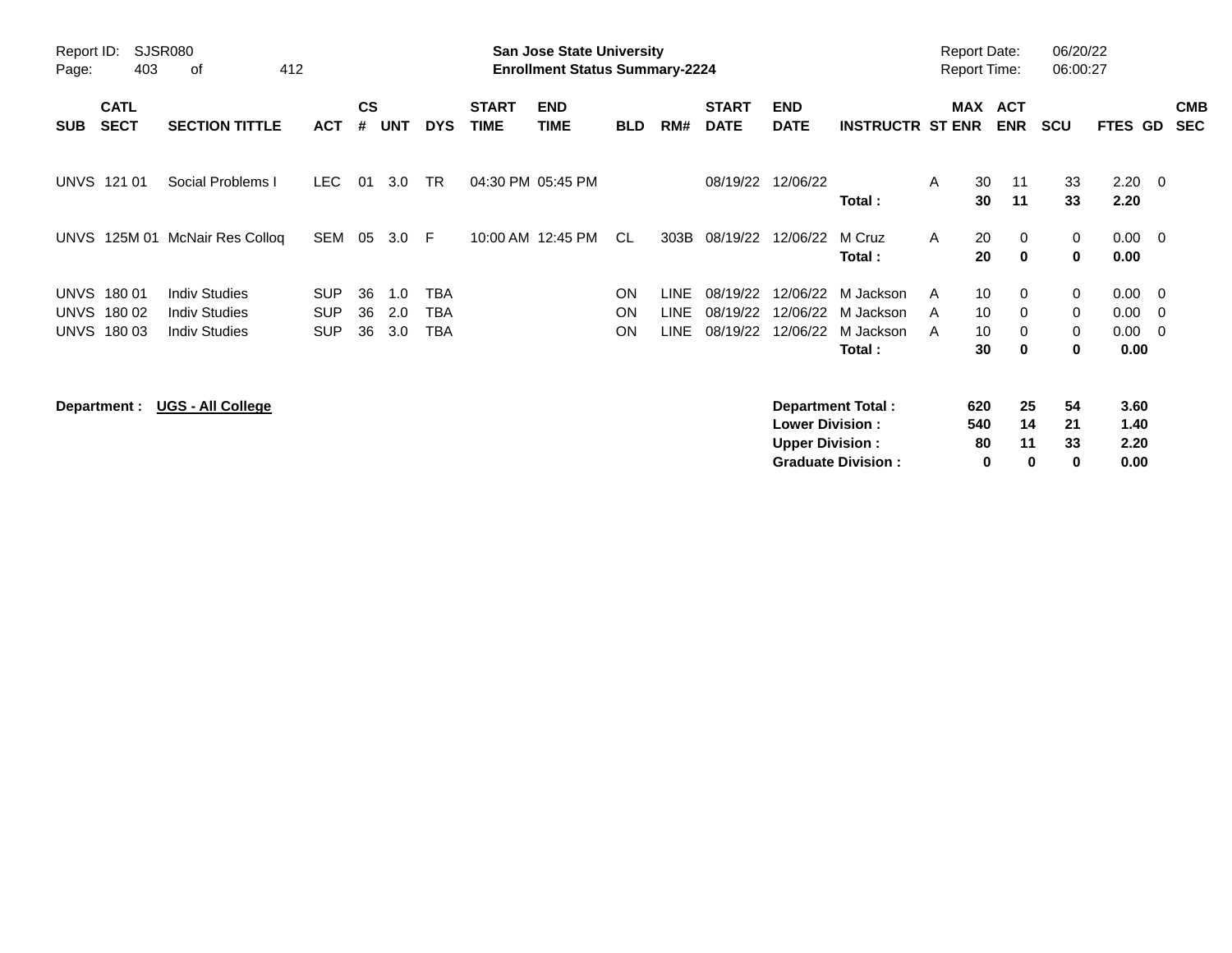Report ID: SJSR080
Page: 403 of 412

**San Jose State University**
**Enrollment Status Summary-2224**

Report Date: 06/20/22
Report Time: 06:00:27

| SUB | CATL SECT | SECTION TITTLE | ACT | CS # | UNT | DYS | START TIME | END TIME | BLD | RM# | START DATE | END DATE | INSTRUCTR | ST | MAX ENR | ACT ENR | SCU | FTES | GD | CMB SEC |
|---|---|---|---|---|---|---|---|---|---|---|---|---|---|---|---|---|---|---|---|---|
| UNVS | 121 01 | Social Problems I | LEC | 01 | 3.0 | TR | 04:30 PM | 05:45 PM | | | 08/19/22 | 12/06/22 | | A | 30 | 11 | 33 | 2.20 | 0 | |
| | | | | | | | | | | | | | **Total :** | | **30** | **11** | **33** | **2.20** | | |
| UNVS | 125M 01 | McNair Res Colloq | SEM | 05 | 3.0 | F | 10:00 AM | 12:45 PM | CL | 303B | 08/19/22 | 12/06/22 | M Cruz | A | 20 | 0 | 0 | 0.00 | 0 | |
| | | | | | | | | | | | | | **Total :** | | **20** | **0** | **0** | **0.00** | | |
| UNVS | 180 01 | Indiv Studies | SUP | 36 | 1.0 | TBA | | | ON | LINE | 08/19/22 | 12/06/22 | M Jackson | A | 10 | 0 | 0 | 0.00 | 0 | |
| UNVS | 180 02 | Indiv Studies | SUP | 36 | 2.0 | TBA | | | ON | LINE | 08/19/22 | 12/06/22 | M Jackson | A | 10 | 0 | 0 | 0.00 | 0 | |
| UNVS | 180 03 | Indiv Studies | SUP | 36 | 3.0 | TBA | | | ON | LINE | 08/19/22 | 12/06/22 | M Jackson | A | 10 | 0 | 0 | 0.00 | 0 | |
| | | | | | | | | | | | | | **Total :** | | **30** | **0** | **0** | **0.00** | | |

**Department :** **UGS - All College**

| | MAX ENR | ACT ENR | SCU | FTES |
|---|---|---|---|---|
| **Department Total :** | **620** | **25** | **54** | **3.60** |
| **Lower Division :** | **540** | **14** | **21** | **1.40** |
| **Upper Division :** | **80** | **11** | **33** | **2.20** |
| **Graduate Division :** | **0** | **0** | **0** | **0.00** |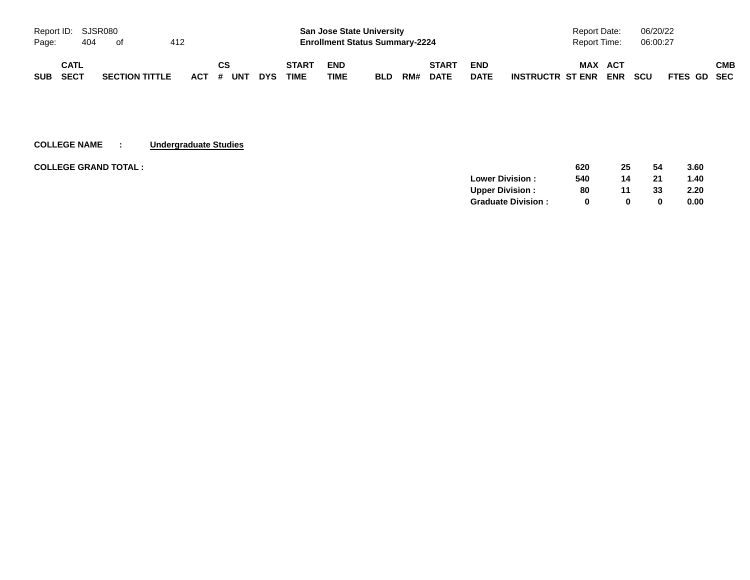| SUB | CATL SECT | SECTION TITTLE | ACT | CS # | UNT | DYS | START TIME | END TIME | BLD | RM# | START DATE | END DATE | INSTRUCTR | MAX ST ENR | ACT ENR | SCU | FTES | GD | CMB SEC |
|---|---|---|---|---|---|---|---|---|---|---|---|---|---|---|---|---|---|---|---|

**COLLEGE NAME : Undergraduate Studies**

| | | | | | |
|---|---|---|---|---|---|
| **COLLEGE GRAND TOTAL :** | | **620** | **25** | **54** | **3.60** |
| | **Lower Division :** | **540** | **14** | **21** | **1.40** |
| | **Upper Division :** | **80** | **11** | **33** | **2.20** |
| | **Graduate Division :** | **0** | **0** | **0** | **0.00** |